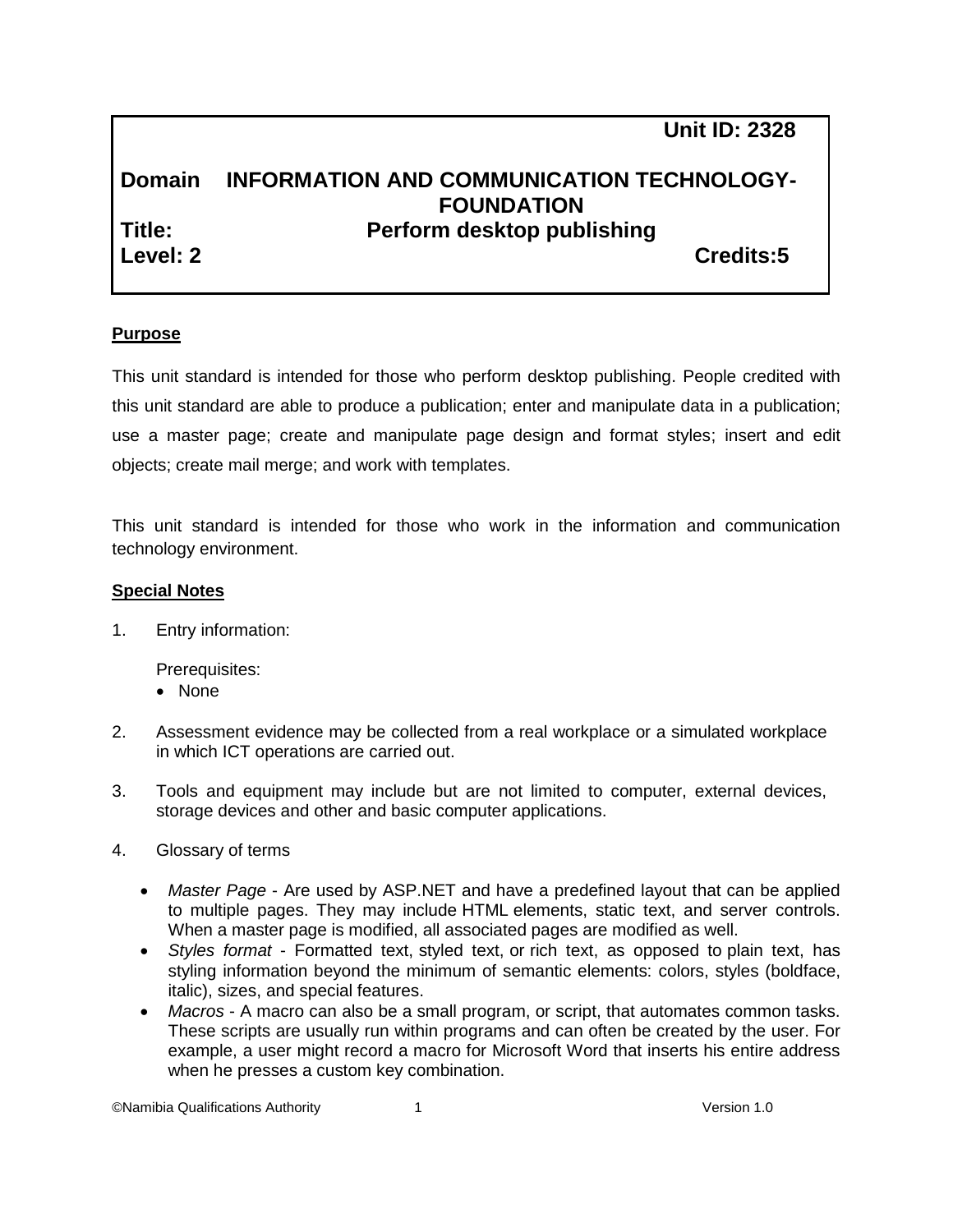**Unit ID: 2328**

**Domain INFORMATION AND COMMUNICATION TECHNOLOGY-FOUNDATION**

**Title: Perform desktop publishing**

**Level: 2** **Credits:5**

**Purpose**

This unit standard is intended for those who perform desktop publishing. People credited with this unit standard are able to produce a publication; enter and manipulate data in a publication; use a master page; create and manipulate page design and format styles; insert and edit objects; create mail merge; and work with templates.

This unit standard is intended for those who work in the information and communication technology environment.

**Special Notes**

1. Entry information:

   Prerequisites:
   - None

2. Assessment evidence may be collected from a real workplace or a simulated workplace in which ICT operations are carried out.

3. Tools and equipment may include but are not limited to computer, external devices, storage devices and other and basic computer applications.

4. Glossary of terms

   - *Master Page* - Are used by ASP.NET and have a predefined layout that can be applied to multiple pages. They may include HTML elements, static text, and server controls. When a master page is modified, all associated pages are modified as well.
   - *Styles format* - Formatted text, styled text, or rich text, as opposed to plain text, has styling information beyond the minimum of semantic elements: colors, styles (boldface, italic), sizes, and special features.
   - *Macros* - A macro can also be a small program, or script, that automates common tasks. These scripts are usually run within programs and can often be created by the user. For example, a user might record a macro for Microsoft Word that inserts his entire address when he presses a custom key combination.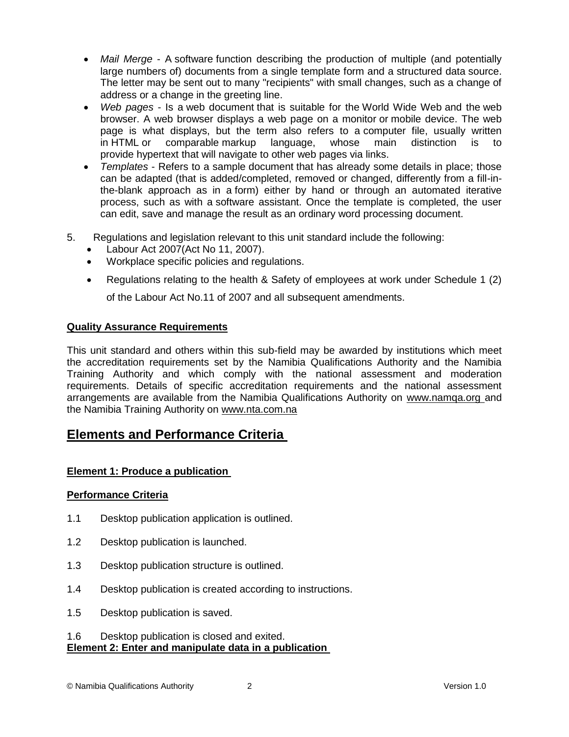- *Mail Merge* - A software function describing the production of multiple (and potentially large numbers of) documents from a single template form and a structured data source. The letter may be sent out to many "recipients" with small changes, such as a change of address or a change in the greeting line.
- *Web pages* - Is a web document that is suitable for the World Wide Web and the web browser. A web browser displays a web page on a monitor or mobile device. The web page is what displays, but the term also refers to a computer file, usually written in HTML or comparable markup language, whose main distinction is to provide hypertext that will navigate to other web pages via links.
- *Templates* - Refers to a sample document that has already some details in place; those can be adapted (that is added/completed, removed or changed, differently from a fill-in-the-blank approach as in a form) either by hand or through an automated iterative process, such as with a software assistant. Once the template is completed, the user can edit, save and manage the result as an ordinary word processing document.

5. Regulations and legislation relevant to this unit standard include the following:
   - Labour Act 2007(Act No 11, 2007).
   - Workplace specific policies and regulations.
   - Regulations relating to the health & Safety of employees at work under Schedule 1 (2) of the Labour Act No.11 of 2007 and all subsequent amendments.

**Quality Assurance Requirements**

This unit standard and others within this sub-field may be awarded by institutions which meet the accreditation requirements set by the Namibia Qualifications Authority and the Namibia Training Authority and which comply with the national assessment and moderation requirements. Details of specific accreditation requirements and the national assessment arrangements are available from the Namibia Qualifications Authority on www.namqa.org and the Namibia Training Authority on www.nta.com.na

## Elements and Performance Criteria

**Element 1: Produce a publication**

**Performance Criteria**

1.1 Desktop publication application is outlined.

1.2 Desktop publication is launched.

1.3 Desktop publication structure is outlined.

1.4 Desktop publication is created according to instructions.

1.5 Desktop publication is saved.

1.6 Desktop publication is closed and exited.

**Element 2: Enter and manipulate data in a publication**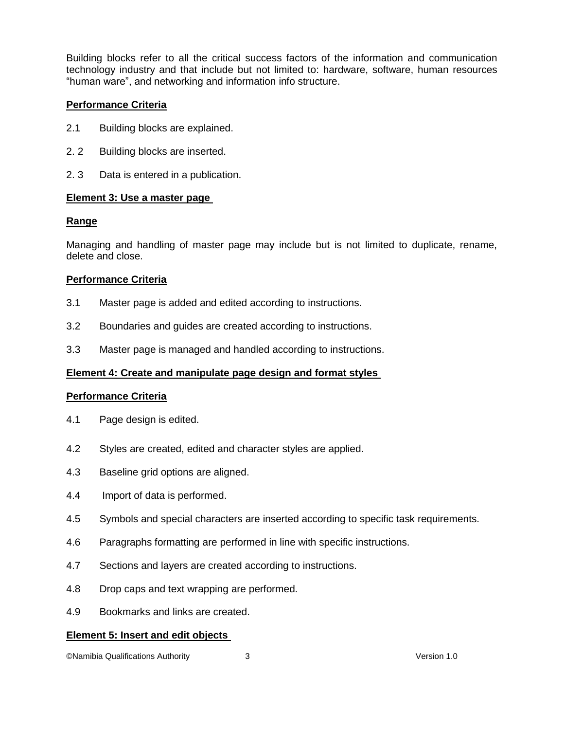Building blocks refer to all the critical success factors of the information and communication technology industry and that include but not limited to: hardware, software, human resources "human ware", and networking and information info structure.

**Performance Criteria**

2.1 Building blocks are explained.

2. 2 Building blocks are inserted.

2. 3 Data is entered in a publication.

**Element 3: Use a master page**

**Range**

Managing and handling of master page may include but is not limited to duplicate, rename, delete and close.

**Performance Criteria**

3.1 Master page is added and edited according to instructions.

3.2 Boundaries and guides are created according to instructions.

3.3 Master page is managed and handled according to instructions.

**Element 4: Create and manipulate page design and format styles**

**Performance Criteria**

4.1 Page design is edited.

4.2 Styles are created, edited and character styles are applied.

4.3 Baseline grid options are aligned.

4.4 Import of data is performed.

4.5 Symbols and special characters are inserted according to specific task requirements.

4.6 Paragraphs formatting are performed in line with specific instructions.

4.7 Sections and layers are created according to instructions.

4.8 Drop caps and text wrapping are performed.

4.9 Bookmarks and links are created.

**Element 5: Insert and edit objects**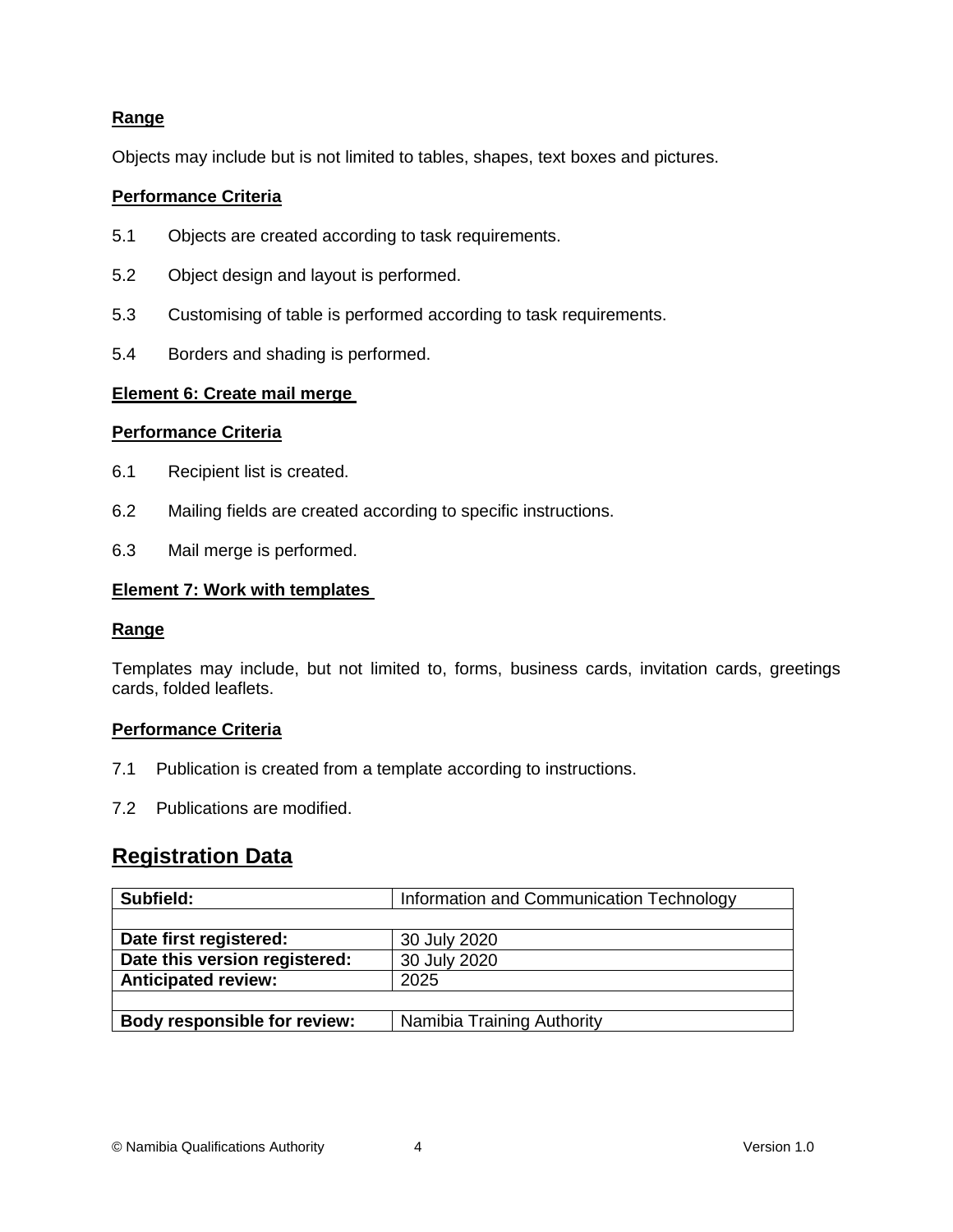**Range**

Objects may include but is not limited to tables, shapes, text boxes and pictures.

**Performance Criteria**

5.1 Objects are created according to task requirements.

5.2 Object design and layout is performed.

5.3 Customising of table is performed according to task requirements.

5.4 Borders and shading is performed.

**Element 6: Create mail merge**

**Performance Criteria**

6.1 Recipient list is created.

6.2 Mailing fields are created according to specific instructions.

6.3 Mail merge is performed.

**Element 7: Work with templates**

**Range**

Templates may include, but not limited to, forms, business cards, invitation cards, greetings cards, folded leaflets.

**Performance Criteria**

7.1 Publication is created from a template according to instructions.

7.2 Publications are modified.

## Registration Data

| | |
|---|---|
| **Subfield:** | Information and Communication Technology |
| | |
| **Date first registered:** | 30 July 2020 |
| **Date this version registered:** | 30 July 2020 |
| **Anticipated review:** | 2025 |
| | |
| **Body responsible for review:** | Namibia Training Authority |